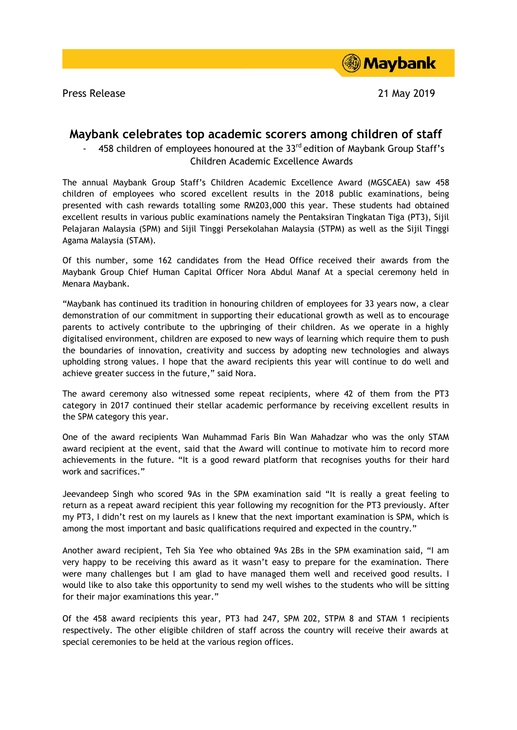Press Release

21 May 2019

# Maybank celebrates top academic scorers among children of staff

- 458 children of employees honoured at the 33rd edition of Maybank Group Staff's Children Academic Excellence Awards

The annual Maybank Group Staff's Children Academic Excellence Award (MGSCAEA) saw 458 children of employees who scored excellent results in the 2018 public examinations, being presented with cash rewards totalling some RM203,000 this year. These students had obtained excellent results in various public examinations namely the Pentaksiran Tingkatan Tiga (PT3), Sijil Pelajaran Malaysia (SPM) and Sijil Tinggi Persekolahan Malaysia (STPM) as well as the Sijil Tinggi Agama Malaysia (STAM).

Of this number, some 162 candidates from the Head Office received their awards from the Maybank Group Chief Human Capital Officer Nora Abdul Manaf At a special ceremony held in Menara Maybank.

"Maybank has continued its tradition in honouring children of employees for 33 years now, a clear demonstration of our commitment in supporting their educational growth as well as to encourage parents to actively contribute to the upbringing of their children. As we operate in a highly digitalised environment, children are exposed to new ways of learning which require them to push the boundaries of innovation, creativity and success by adopting new technologies and always upholding strong values. I hope that the award recipients this year will continue to do well and achieve greater success in the future," said Nora.

The award ceremony also witnessed some repeat recipients, where 42 of them from the PT3 category in 2017 continued their stellar academic performance by receiving excellent results in the SPM category this year.

One of the award recipients Wan Muhammad Faris Bin Wan Mahadzar who was the only STAM award recipient at the event, said that the Award will continue to motivate him to record more achievements in the future. "It is a good reward platform that recognises youths for their hard work and sacrifices."

Jeevandeep Singh who scored 9As in the SPM examination said "It is really a great feeling to return as a repeat award recipient this year following my recognition for the PT3 previously. After my PT3, I didn't rest on my laurels as I knew that the next important examination is SPM, which is among the most important and basic qualifications required and expected in the country."

Another award recipient, Teh Sia Yee who obtained 9As 2Bs in the SPM examination said, "I am very happy to be receiving this award as it wasn't easy to prepare for the examination. There were many challenges but I am glad to have managed them well and received good results. I would like to also take this opportunity to send my well wishes to the students who will be sitting for their major examinations this year."

Of the 458 award recipients this year, PT3 had 247, SPM 202, STPM 8 and STAM 1 recipients respectively. The other eligible children of staff across the country will receive their awards at special ceremonies to be held at the various region offices.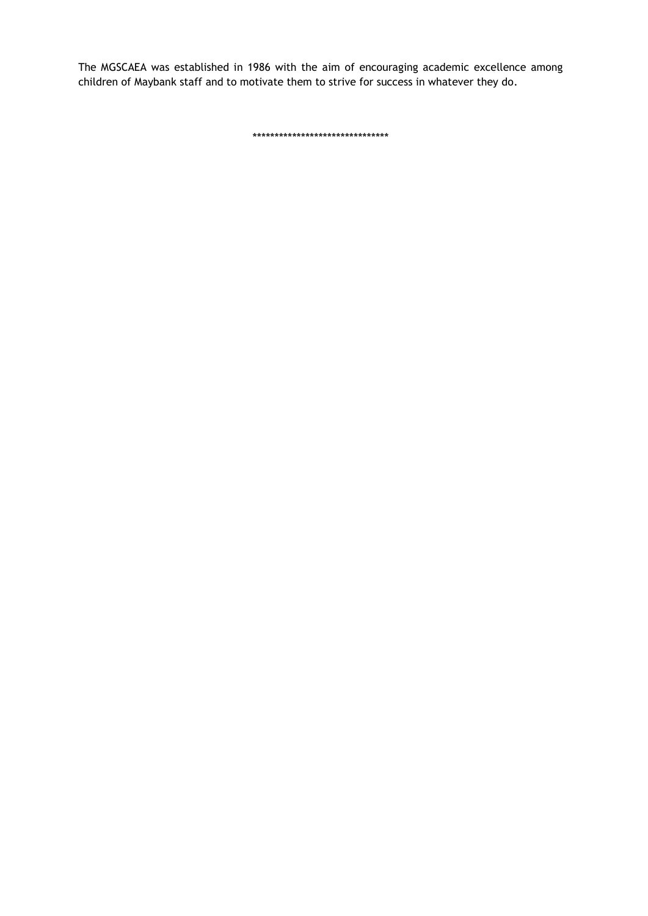The MGSCAEA was established in 1986 with the aim of encouraging academic excellence among children of Maybank staff and to motivate them to strive for success in whatever they do.

*******************************